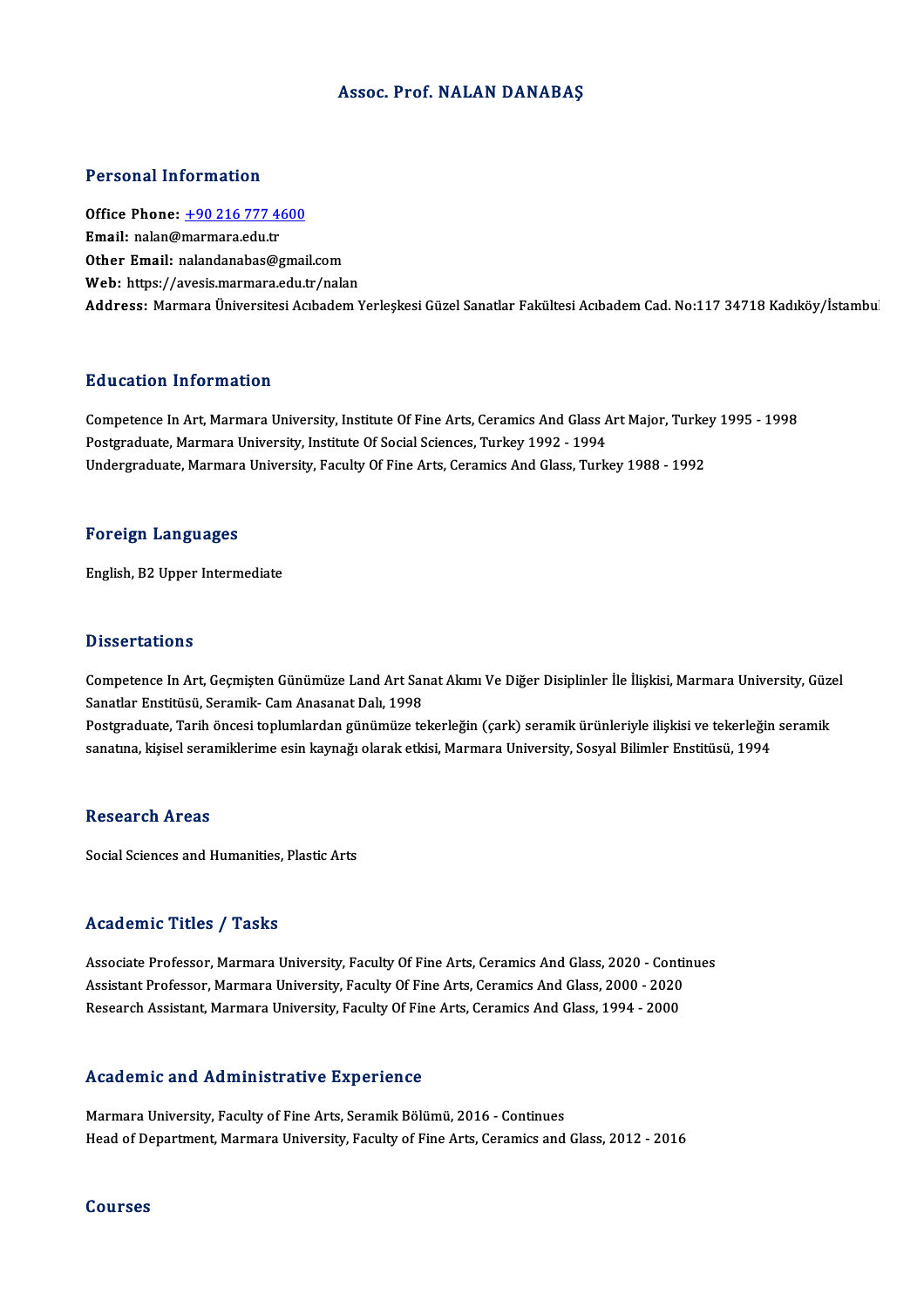# Assoc. Prof. NALAN DANABAŞ

## Personal Information

**Office Phone:** +90 216 777 4600
**Email:** nalan@marmara.edu.tr
**Other Email:** nalandanabas@gmail.com
**Web:** https://avesis.marmara.edu.tr/nalan
**Address:** Marmara Üniversitesi Acıbadem Yerleşkesi Güzel Sanatlar Fakültesi Acıbadem Cad. No:117 34718 Kadıköy/İstanbul

## Education Information

Competence In Art, Marmara University, Institute Of Fine Arts, Ceramics And Glass Art Major, Turkey 1995 - 1998
Postgraduate, Marmara University, Institute Of Social Sciences, Turkey 1992 - 1994
Undergraduate, Marmara University, Faculty Of Fine Arts, Ceramics And Glass, Turkey 1988 - 1992

## Foreign Languages

English, B2 Upper Intermediate

## Dissertations

Competence In Art, Geçmişten Günümüze Land Art Sanat Akımı Ve Diğer Disiplinler İle İlişkisi, Marmara University, Güzel Sanatlar Enstitüsü, Seramik- Cam Anasanat Dalı, 1998
Postgraduate, Tarih öncesi toplumlardan günümüze tekerleğin (çark) seramik ürünleriyle ilişkisi ve tekerleğin seramik sanatına, kişisel seramiklerime esin kaynağı olarak etkisi, Marmara University, Sosyal Bilimler Enstitüsü, 1994

## Research Areas

Social Sciences and Humanities, Plastic Arts

## Academic Titles / Tasks

Associate Professor, Marmara University, Faculty Of Fine Arts, Ceramics And Glass, 2020 - Continues
Assistant Professor, Marmara University, Faculty Of Fine Arts, Ceramics And Glass, 2000 - 2020
Research Assistant, Marmara University, Faculty Of Fine Arts, Ceramics And Glass, 1994 - 2000

## Academic and Administrative Experience

Marmara University, Faculty of Fine Arts, Seramik Bölümü, 2016 - Continues
Head of Department, Marmara University, Faculty of Fine Arts, Ceramics and Glass, 2012 - 2016

## Courses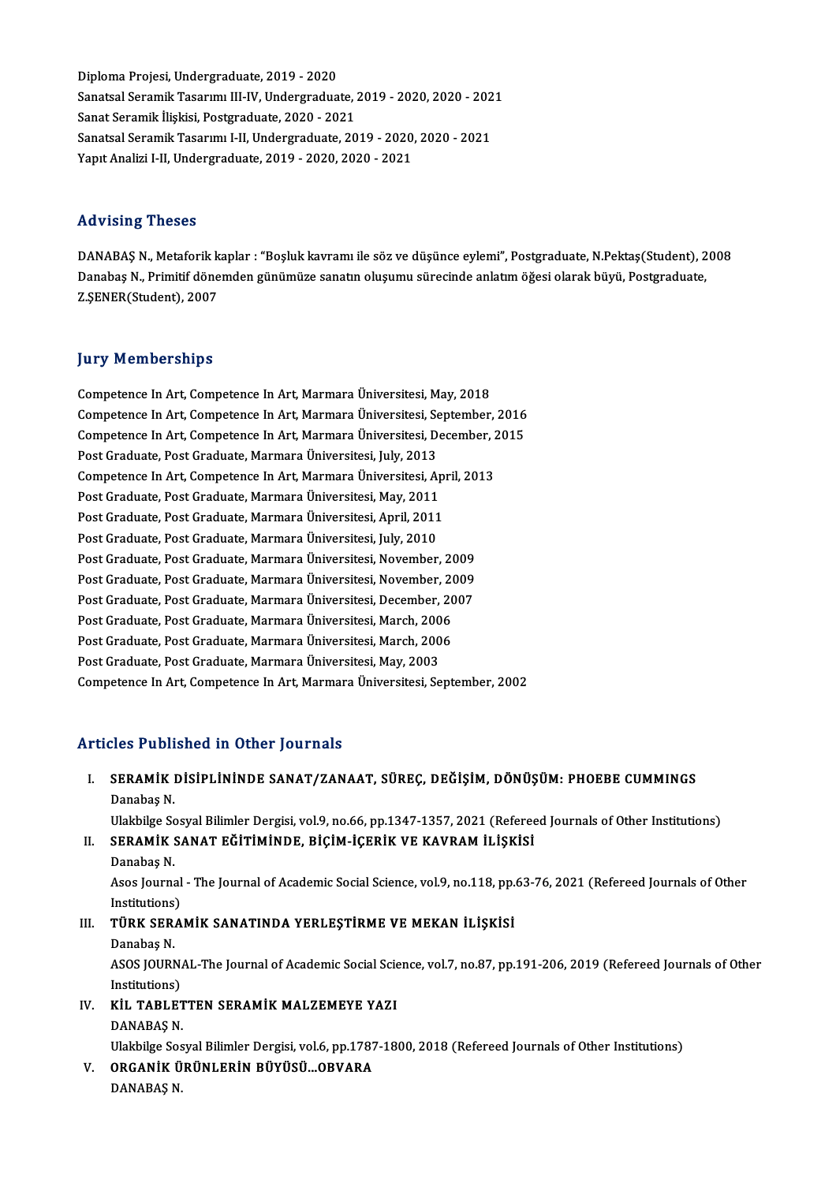Diploma Projesi, Undergraduate, 2019 - 2020
Sanatsal Seramik Tasarımı III-IV, Undergraduate, 2019 - 2020, 2020 - 2021
Sanat Seramik İlişkisi, Postgraduate, 2020 - 2021
Sanatsal Seramik Tasarımı I-II, Undergraduate, 2019 - 2020, 2020 - 2021
Yapıt Analizi I-II, Undergraduate, 2019 - 2020, 2020 - 2021

## Advising Theses

DANABAŞ N., Metaforik kaplar : "Boşluk kavramı ile söz ve düşünce eylemi", Postgraduate, N.Pektaş(Student), 2008
Danabaş N., Primitif dönemden günümüze sanatın oluşumu sürecinde anlatım öğesi olarak büyü, Postgraduate, Z.ŞENER(Student), 2007

## Jury Memberships

Competence In Art, Competence In Art, Marmara Üniversitesi, May, 2018
Competence In Art, Competence In Art, Marmara Üniversitesi, September, 2016
Competence In Art, Competence In Art, Marmara Üniversitesi, December, 2015
Post Graduate, Post Graduate, Marmara Üniversitesi, July, 2013
Competence In Art, Competence In Art, Marmara Üniversitesi, April, 2013
Post Graduate, Post Graduate, Marmara Üniversitesi, May, 2011
Post Graduate, Post Graduate, Marmara Üniversitesi, April, 2011
Post Graduate, Post Graduate, Marmara Üniversitesi, July, 2010
Post Graduate, Post Graduate, Marmara Üniversitesi, November, 2009
Post Graduate, Post Graduate, Marmara Üniversitesi, November, 2009
Post Graduate, Post Graduate, Marmara Üniversitesi, December, 2007
Post Graduate, Post Graduate, Marmara Üniversitesi, March, 2006
Post Graduate, Post Graduate, Marmara Üniversitesi, March, 2006
Post Graduate, Post Graduate, Marmara Üniversitesi, May, 2003
Competence In Art, Competence In Art, Marmara Üniversitesi, September, 2002

## Articles Published in Other Journals

I. **SERAMİK DİSİPLİNİNDE SANAT/ZANAAT, SÜREÇ, DEĞİŞİM, DÖNÜŞÜM: PHOEBE CUMMINGS**
Danabaş N.
Ulakbilge Sosyal Bilimler Dergisi, vol.9, no.66, pp.1347-1357, 2021 (Refereed Journals of Other Institutions)

II. **SERAMİK SANAT EĞİTİMİNDE, BİÇİM-İÇERİK VE KAVRAM İLİŞKİSİ**
Danabaş N.
Asos Journal - The Journal of Academic Social Science, vol.9, no.118, pp.63-76, 2021 (Refereed Journals of Other Institutions)

III. **TÜRK SERAMİK SANATINDA YERLEŞTİRME VE MEKAN İLİŞKİSİ**
Danabaş N.
ASOS JOURNAL-The Journal of Academic Social Science, vol.7, no.87, pp.191-206, 2019 (Refereed Journals of Other Institutions)

IV. **KİL TABLETTEN SERAMİK MALZEMEYE YAZI**
DANABAŞ N.
Ulakbilge Sosyal Bilimler Dergisi, vol.6, pp.1787-1800, 2018 (Refereed Journals of Other Institutions)

V. **ORGANİK ÜRÜNLERİN BÜYÜSÜ...OBVARA**
DANABAŞ N.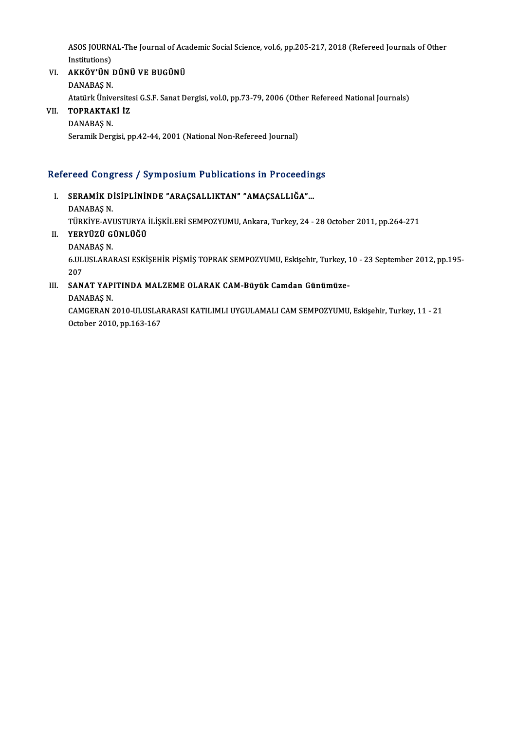ASOS JOURNAL-The Journal of Academic Social Science, vol.6, pp.205-217, 2018 (Refereed Journals of Other Institutions)

VI. **AKKÖY'ÜN DÜNÜ VE BUGÜNÜ**
DANABAŞ N.
Atatürk Üniversitesi G.S.F. Sanat Dergisi, vol.0, pp.73-79, 2006 (Other Refereed National Journals)

VII. **TOPRAKTAKİ İZ**
DANABAŞ N.
Seramik Dergisi, pp.42-44, 2001 (National Non-Refereed Journal)

## Refereed Congress / Symposium Publications in Proceedings

I. **SERAMİK DİSİPLİNİNDE "ARAÇSALLIKTAN" "AMAÇSALLIĞA"...**
DANABAŞ N.
TÜRKİYE-AVUSTURYA İLİŞKİLERİ SEMPOZYUMU, Ankara, Turkey, 24 - 28 October 2011, pp.264-271

II. **YERYÜZÜ GÜNLÜĞÜ**
DANABAŞ N.
6.ULUSLARARASI ESKİŞEHİR PİŞMİŞ TOPRAK SEMPOZYUMU, Eskişehir, Turkey, 10 - 23 September 2012, pp.195-207

III. **SANAT YAPITINDA MALZEME OLARAK CAM-Büyük Camdan Günümüze-**
DANABAŞ N.
CAMGERAN 2010-ULUSLARARASI KATILIMLI UYGULAMALI CAM SEMPOZYUMU, Eskişehir, Turkey, 11 - 21 October 2010, pp.163-167